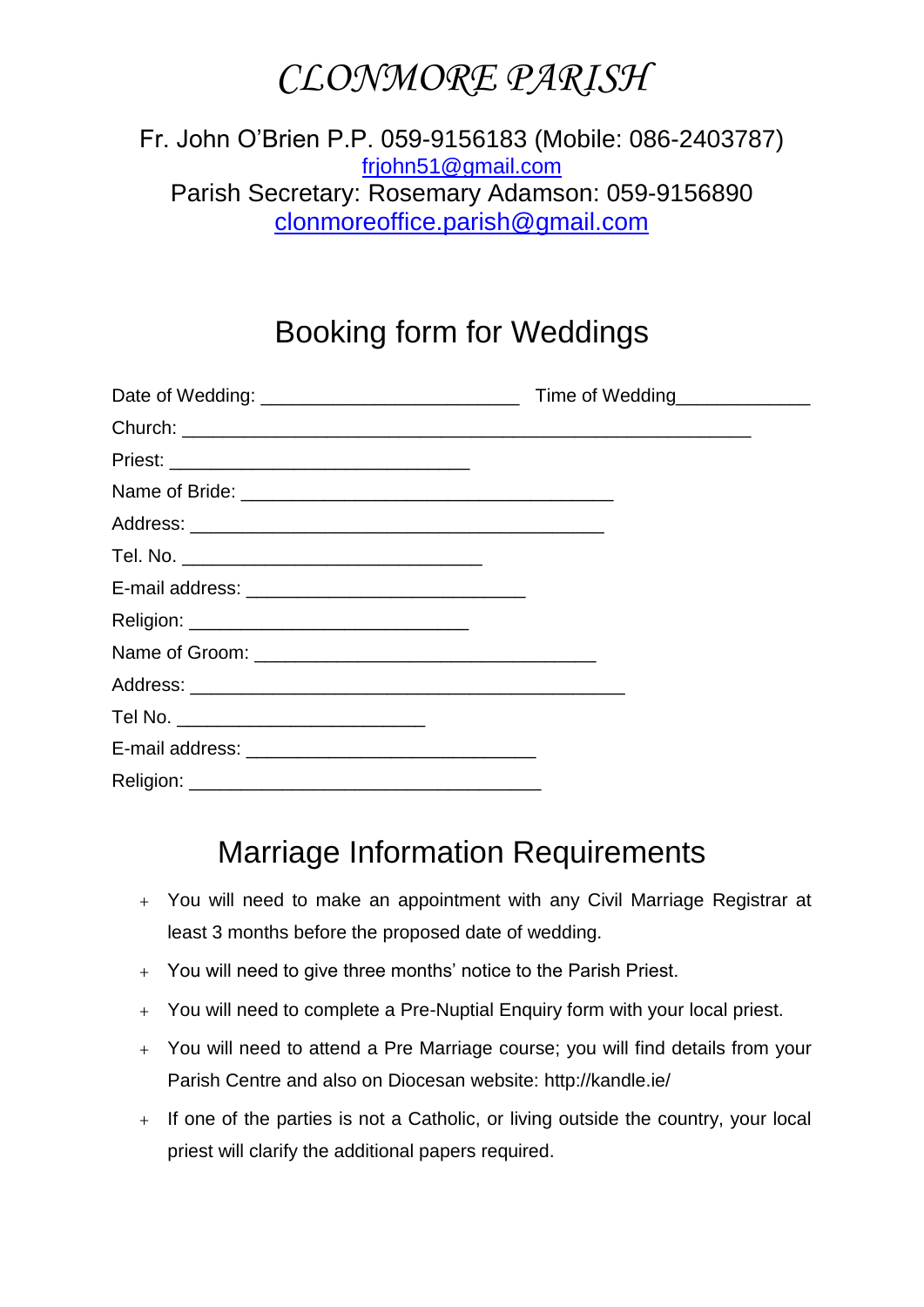# *CLONMORE PARISH*

Fr. John O'Brien P.P. 059-9156183 (Mobile: 086-2403787)
frjohn51@gmail.com
Parish Secretary: Rosemary Adamson: 059-9156890
clonmoreoffice.parish@gmail.com

## Booking form for Weddings

Date of Wedding: ________________________ Time of Wedding____________

Church: _____________________________________________________

Priest: ____________________________

Name of Bride: ___________________________________

Address: _______________________________________

Tel. No. ____________________________

E-mail address: __________________________

Religion: __________________________

Name of Groom: ________________________________

Address: _________________________________________

Tel No. _______________________

E-mail address: ___________________________

Religion: _________________________________

## Marriage Information Requirements

- You will need to make an appointment with any Civil Marriage Registrar at least 3 months before the proposed date of wedding.
- You will need to give three months' notice to the Parish Priest.
- You will need to complete a Pre-Nuptial Enquiry form with your local priest.
- You will need to attend a Pre Marriage course; you will find details from your Parish Centre and also on Diocesan website: http://kandle.ie/
- If one of the parties is not a Catholic, or living outside the country, your local priest will clarify the additional papers required.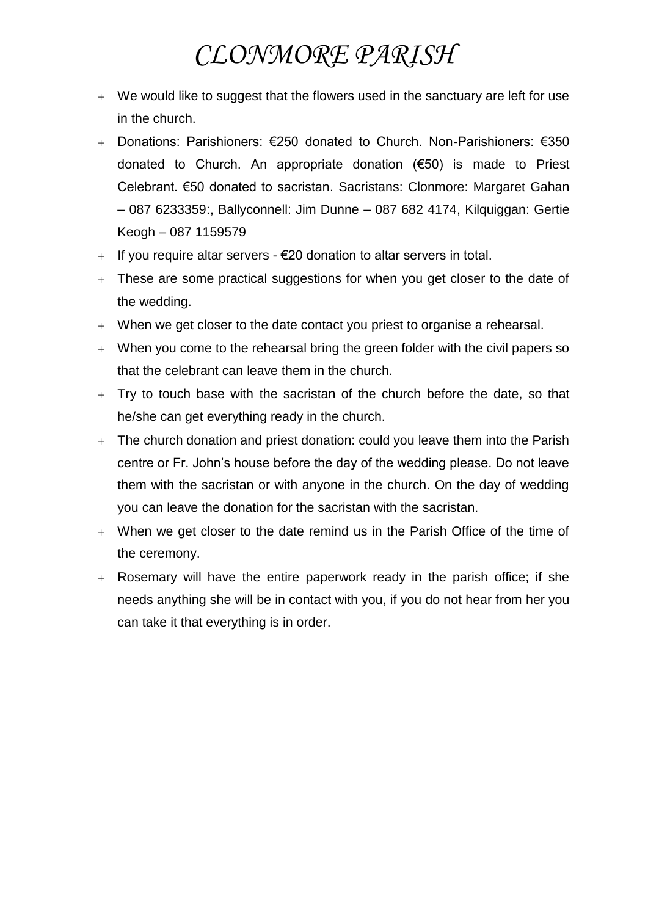# CLONMORE PARISH

- We would like to suggest that the flowers used in the sanctuary are left for use in the church.
- Donations: Parishioners: €250 donated to Church. Non-Parishioners: €350 donated to Church. An appropriate donation (€50) is made to Priest Celebrant. €50 donated to sacristan. Sacristans: Clonmore: Margaret Gahan – 087 6233359:, Ballyconnell: Jim Dunne – 087 682 4174, Kilquiggan: Gertie Keogh – 087 1159579
- If you require altar servers - €20 donation to altar servers in total.
- These are some practical suggestions for when you get closer to the date of the wedding.
- When we get closer to the date contact you priest to organise a rehearsal.
- When you come to the rehearsal bring the green folder with the civil papers so that the celebrant can leave them in the church.
- Try to touch base with the sacristan of the church before the date, so that he/she can get everything ready in the church.
- The church donation and priest donation: could you leave them into the Parish centre or Fr. John's house before the day of the wedding please. Do not leave them with the sacristan or with anyone in the church. On the day of wedding you can leave the donation for the sacristan with the sacristan.
- When we get closer to the date remind us in the Parish Office of the time of the ceremony.
- Rosemary will have the entire paperwork ready in the parish office; if she needs anything she will be in contact with you, if you do not hear from her you can take it that everything is in order.